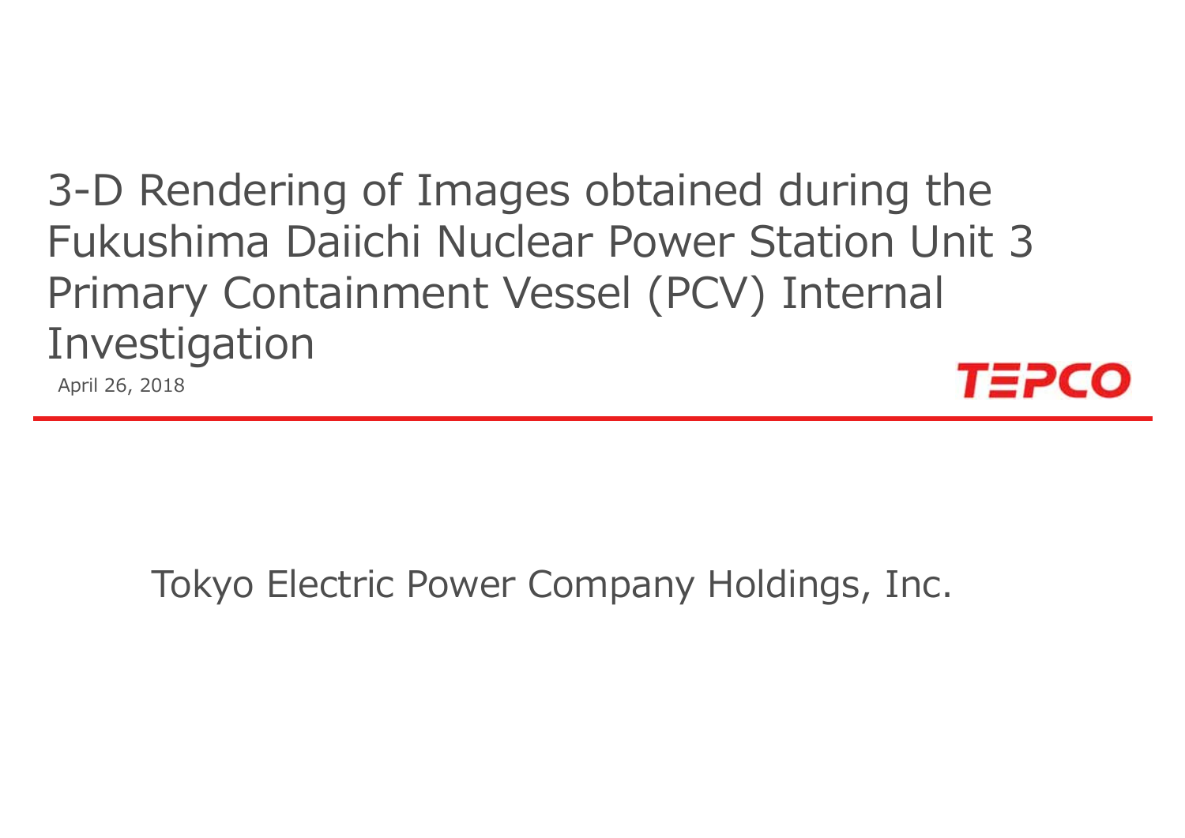# 3-D Rendering of Images obtained during the Fukushima Daiichi Nuclear Power Station Unit 3 Primary Containment Vessel (PCV) Internal Investigation

April 26, 2018

TEPCO

Tokyo Electric Power Company Holdings, Inc.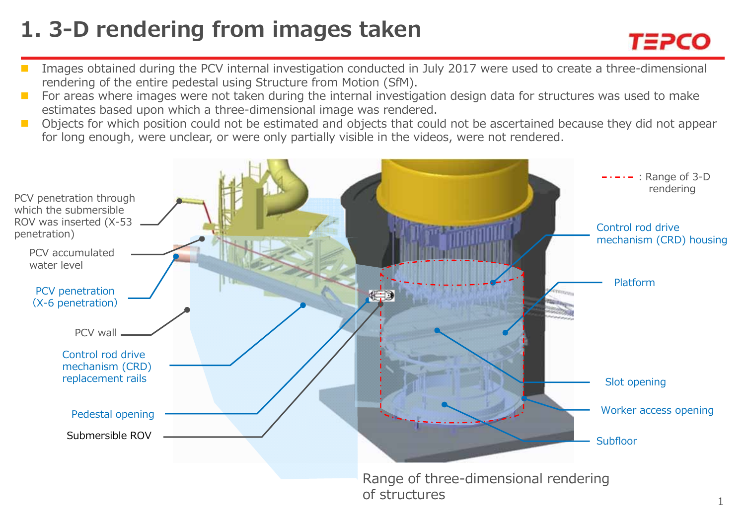# 1. 3-D rendering from images taken

- Images obtained during the PCV internal investigation conducted in July 2017 were used to create a three-dimensional rendering of the entire pedestal using Structure from Motion (SfM).
- For areas where images were not taken during the internal investigation design data for structures was used to make estimates based upon which a three-dimensional image was rendered.
- Objects for which position could not be estimated and objects that could not be ascertained because they did not appear for long enough, were unclear, or were only partially visible in the videos, were not rendered.

PCV penetration through which the submersible ROV was inserted (X-53 penetration)

PCV accumulated water level

PCV penetration (X-6 penetration)

PCV wall

Control rod drive mechanism (CRD) replacement rails

Pedestal opening

Submersible ROV

: Range of 3-D rendering

Control rod drive mechanism (CRD) housing

Platform

Slot opening

Worker access opening

Subfloor

Range of three-dimensional rendering of structures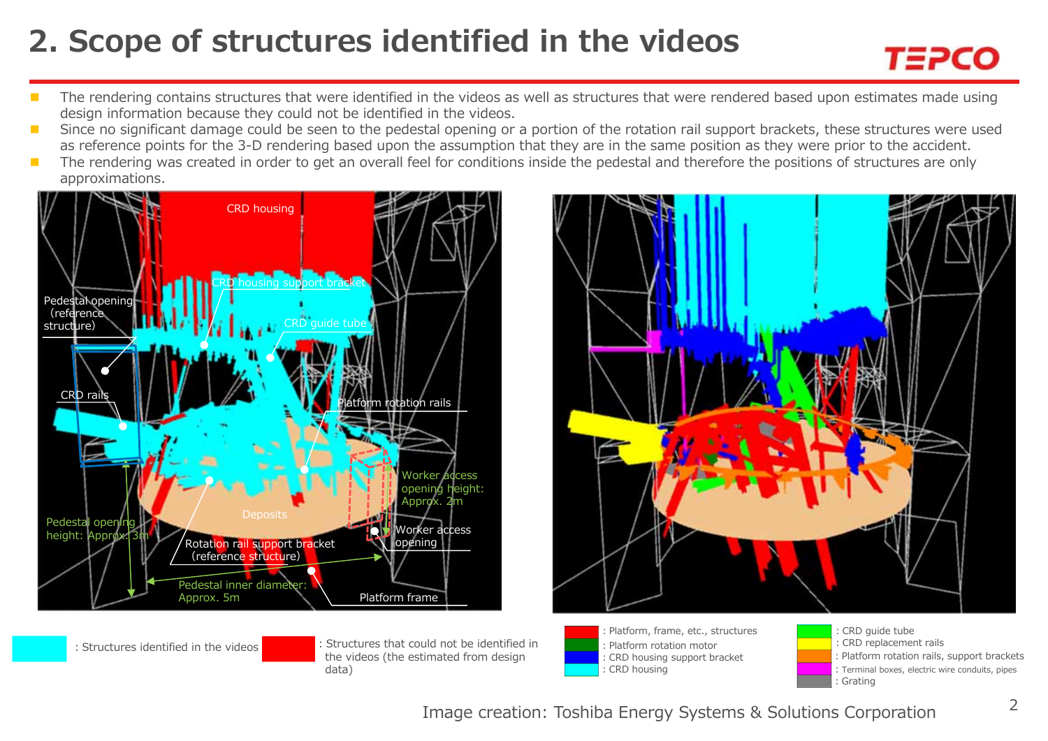# 2. Scope of structures identified in the videos

- The rendering contains structures that were identified in the videos as well as structures that were rendered based upon estimates made using design information because they could not be identified in the videos.
- Since no significant damage could be seen to the pedestal opening or a portion of the rotation rail support brackets, these structures were used as reference points for the 3-D rendering based upon the assumption that they are in the same position as they were prior to the accident.
- The rendering was created in order to get an overall feel for conditions inside the pedestal and therefore the positions of structures are only approximations.

CRD housing

CRD housing support bracket

CRD guide tube

Pedestal opening (reference structure)

CRD rails

Platform rotation rails

Worker access opening height: Approx. 2m

Deposits

Pedestal opening height: Approx. 3m

Rotation rail support bracket (reference structure)

Worker access opening

Pedestal inner diameter: Approx. 5m

Platform frame

: Structures identified in the videos

: Structures that could not be identified in the videos (the estimated from design data)

: Platform, frame, etc., structures
: Platform rotation motor
: CRD housing support bracket
: CRD housing
: CRD guide tube
: CRD replacement rails
: Platform rotation rails, support brackets
: Terminal boxes, electric wire conduits, pipes
: Grating

Image creation: Toshiba Energy Systems & Solutions Corporation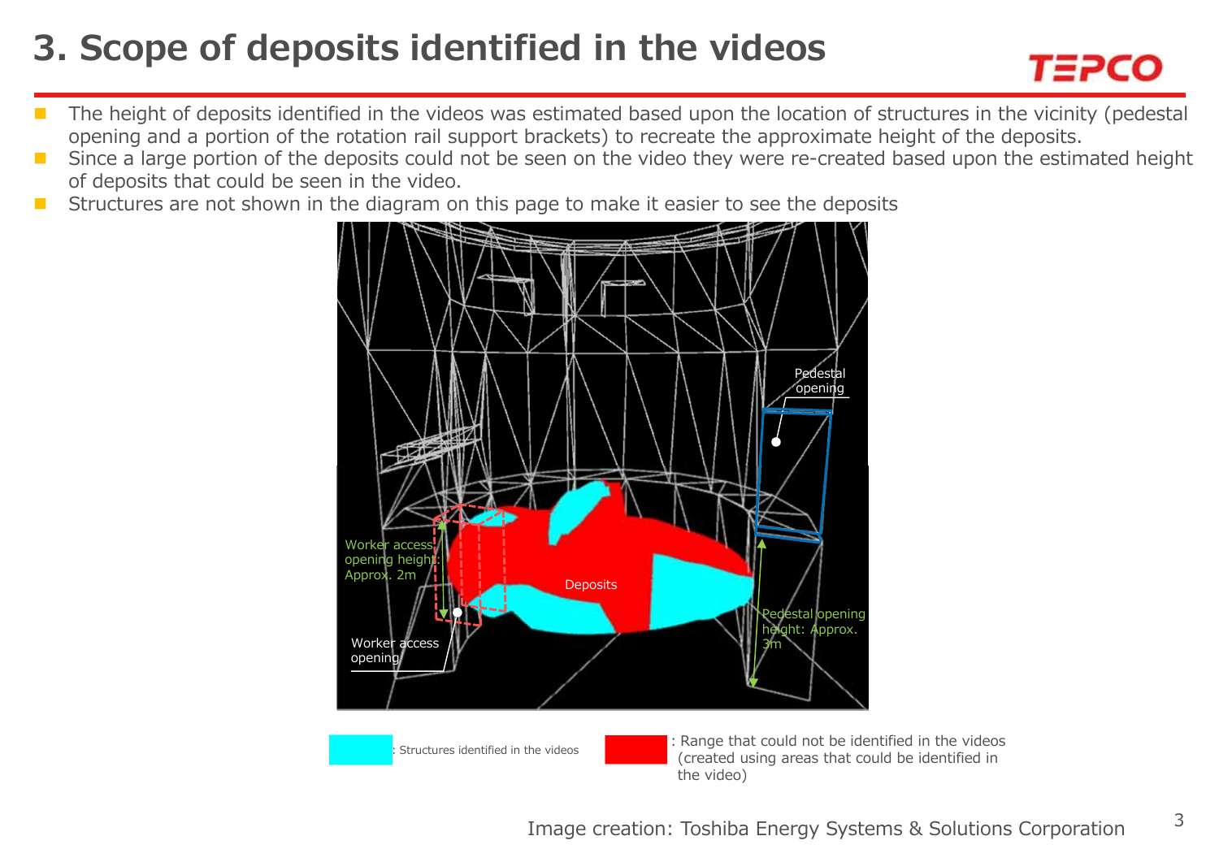# 3. Scope of deposits identified in the videos

- The height of deposits identified in the videos was estimated based upon the location of structures in the vicinity (pedestal opening and a portion of the rotation rail support brackets) to recreate the approximate height of the deposits.
- Since a large portion of the deposits could not be seen on the video they were re-created based upon the estimated height of deposits that could be seen in the video.
- Structures are not shown in the diagram on this page to make it easier to see the deposits

Pedestal opening

Worker access opening height: Approx. 2m

Deposits

Pedestal opening height: Approx. 3m

Worker access opening

: Structures identified in the videos

: Range that could not be identified in the videos (created using areas that could be identified in the video)

Image creation: Toshiba Energy Systems & Solutions Corporation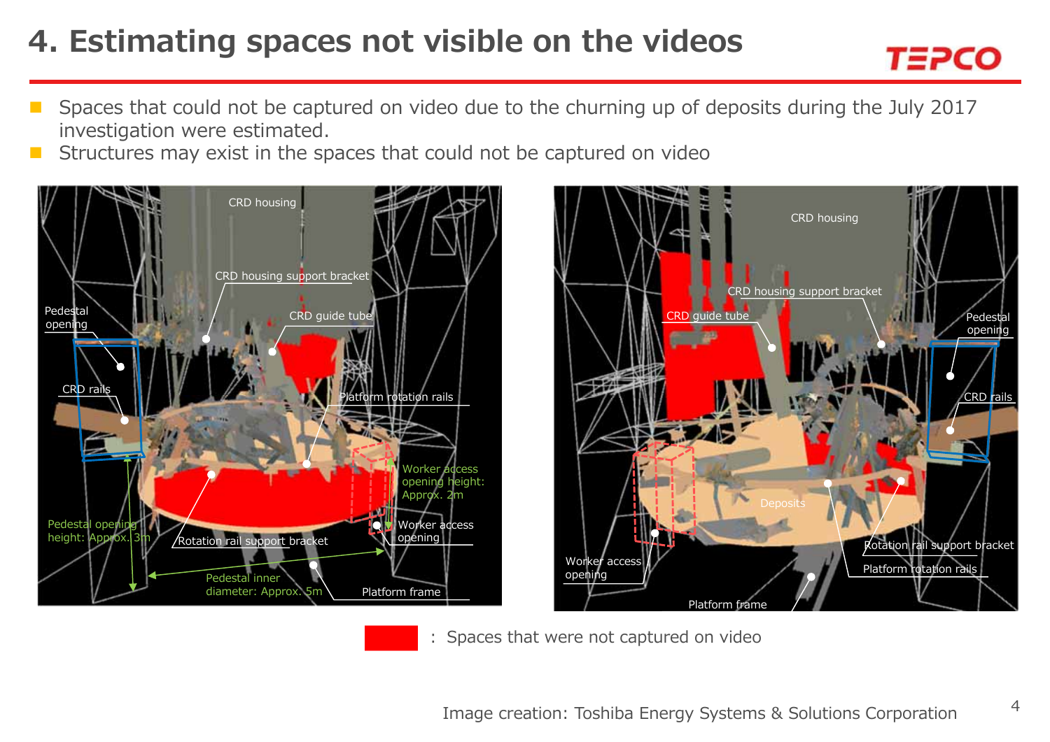# 4. Estimating spaces not visible on the videos

- Spaces that could not be captured on video due to the churning up of deposits during the July 2017 investigation were estimated.
- Structures may exist in the spaces that could not be captured on video

CRD housing
CRD housing support bracket
CRD guide tube
Pedestal opening
CRD rails
Platform rotation rails
Worker access opening height: Approx. 2m
Worker access opening
Pedestal opening height: Approx. 3m
Rotation rail support bracket
Pedestal inner diameter: Approx. 5m
Platform frame

CRD housing
CRD housing support bracket
CRD guide tube
Pedestal opening
CRD rails
Deposits
Worker access opening
Rotation rail support bracket
Platform rotation rails
Platform frame

: Spaces that were not captured on video

Image creation: Toshiba Energy Systems & Solutions Corporation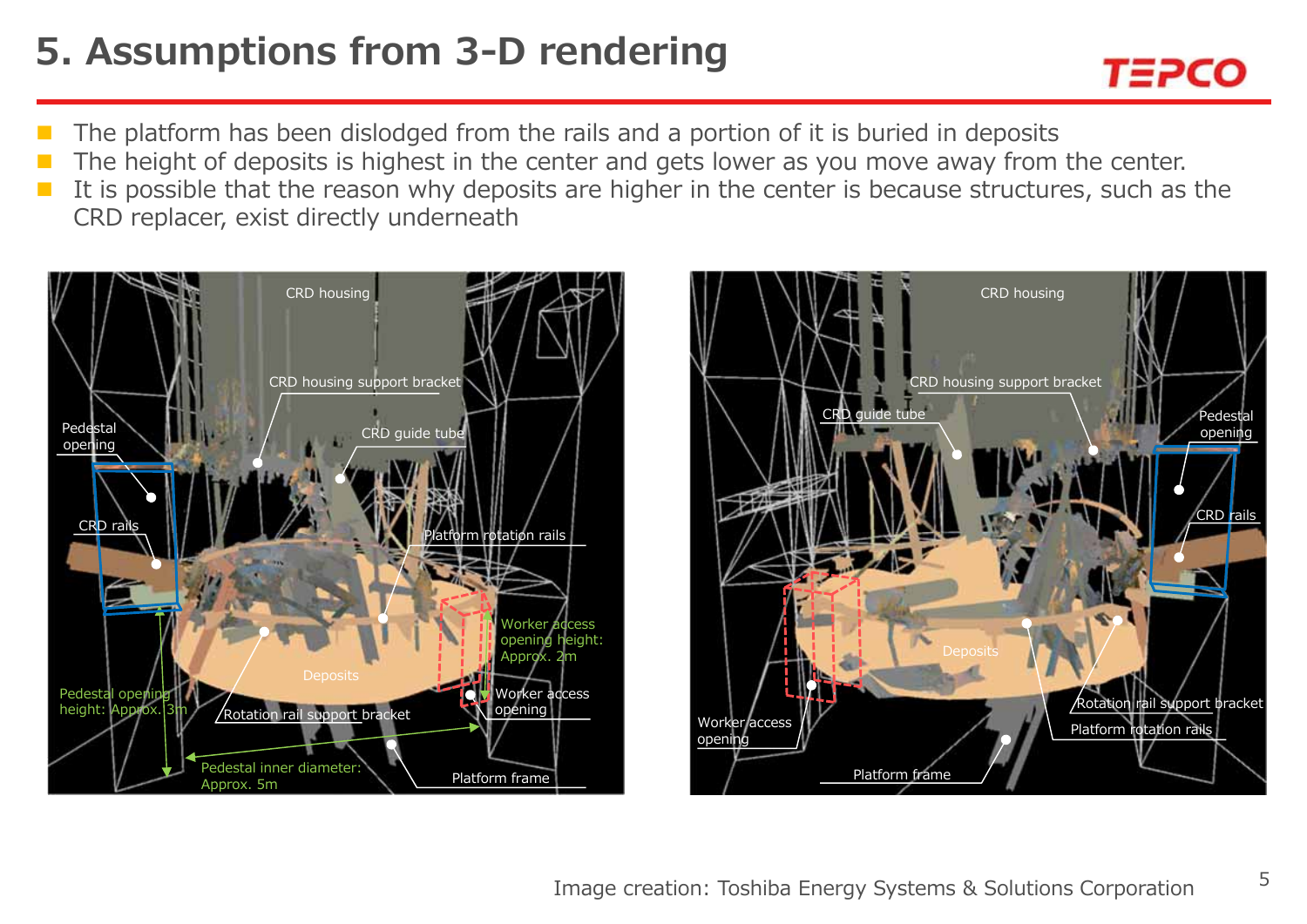# 5. Assumptions from 3-D rendering

- The platform has been dislodged from the rails and a portion of it is buried in deposits
- The height of deposits is highest in the center and gets lower as you move away from the center.
- It is possible that the reason why deposits are higher in the center is because structures, such as the CRD replacer, exist directly underneath

CRD housing
CRD housing support bracket
CRD guide tube
Pedestal opening
CRD rails
Platform rotation rails
Worker access opening height: Approx. 2m
Worker access opening
Deposits
Pedestal opening height: Approx. 3m
Rotation rail support bracket
Pedestal inner diameter: Approx. 5m
Platform frame

CRD housing
CRD housing support bracket
CRD guide tube
Pedestal opening
CRD rails
Deposits
Worker access opening
Rotation rail support bracket
Platform rotation rails
Platform frame

Image creation: Toshiba Energy Systems & Solutions Corporation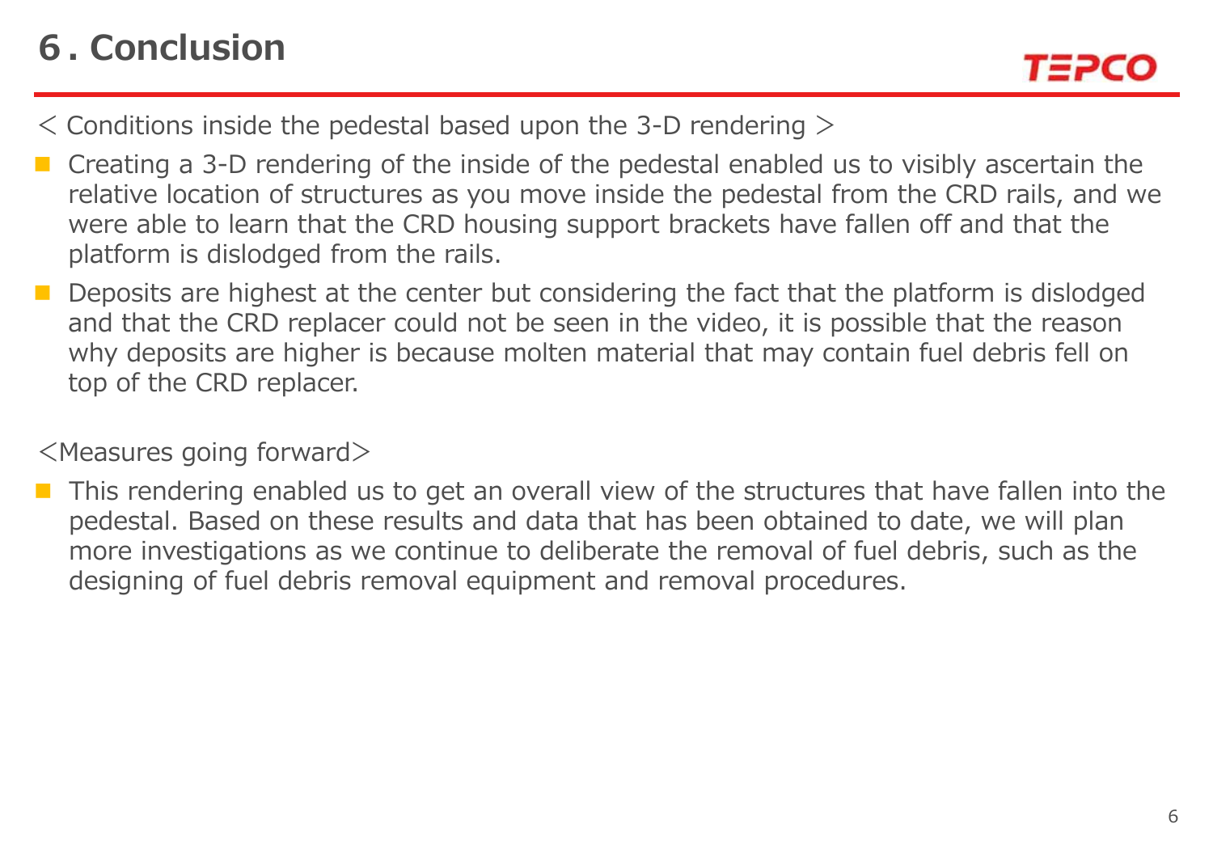# 6. Conclusion

＜ Conditions inside the pedestal based upon the 3-D rendering ＞

- Creating a 3-D rendering of the inside of the pedestal enabled us to visibly ascertain the relative location of structures as you move inside the pedestal from the CRD rails, and we were able to learn that the CRD housing support brackets have fallen off and that the platform is dislodged from the rails.
- Deposits are highest at the center but considering the fact that the platform is dislodged and that the CRD replacer could not be seen in the video, it is possible that the reason why deposits are higher is because molten material that may contain fuel debris fell on top of the CRD replacer.

＜Measures going forward＞

- This rendering enabled us to get an overall view of the structures that have fallen into the pedestal. Based on these results and data that has been obtained to date, we will plan more investigations as we continue to deliberate the removal of fuel debris, such as the designing of fuel debris removal equipment and removal procedures.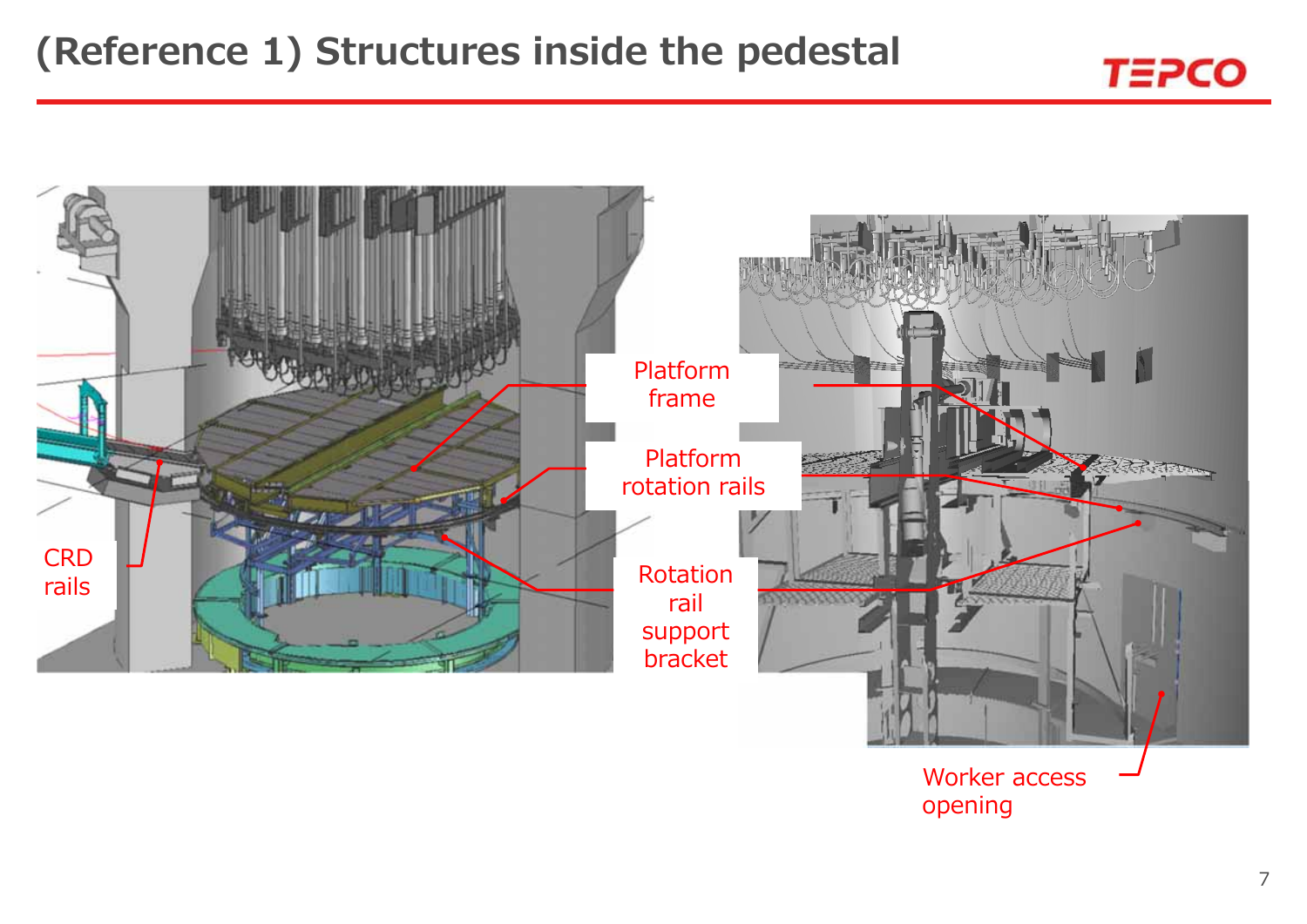# (Reference 1) Structures inside the pedestal

Platform frame

Platform rotation rails

Rotation rail support bracket

CRD rails

Worker access opening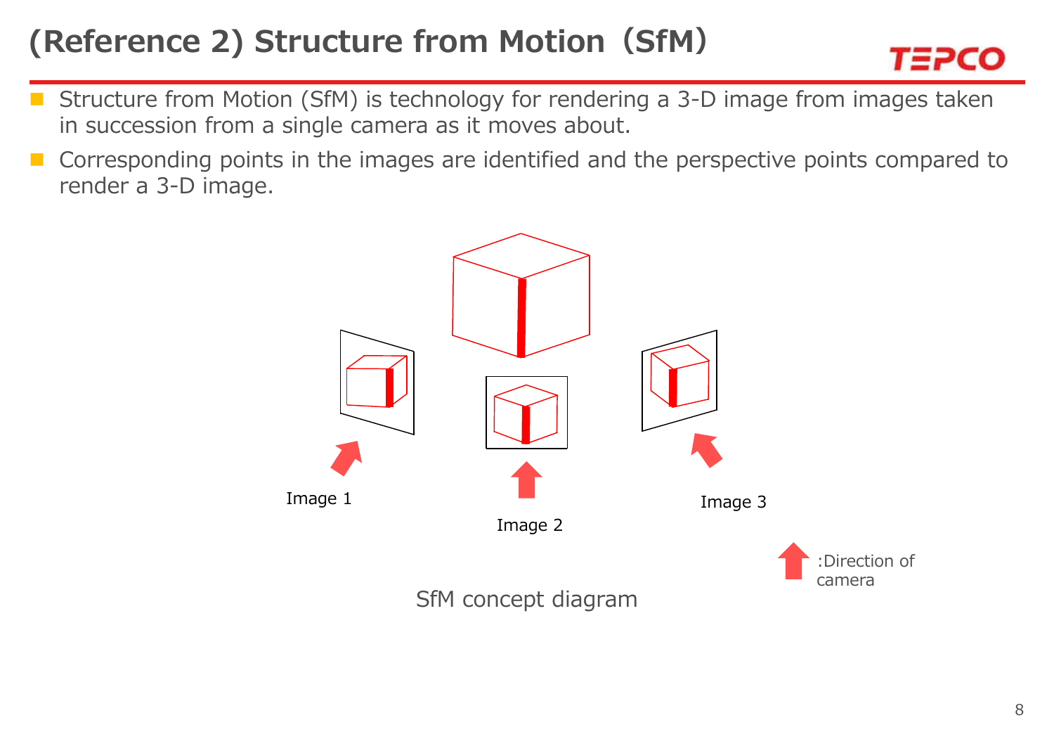# (Reference 2) Structure from Motion（SfM）

- Structure from Motion (SfM) is technology for rendering a 3-D image from images taken in succession from a single camera as it moves about.
- Corresponding points in the images are identified and the perspective points compared to render a 3-D image.

Image 1

Image 2

Image 3

:Direction of camera

SfM concept diagram